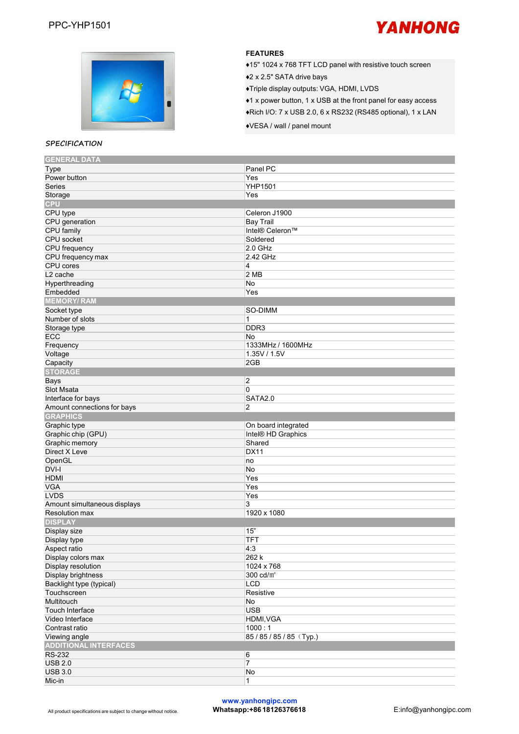PPC-YHP1501

**YANHONG**

## FEATURES

- ♦15" 1024 x 768 TFT LCD panel with resistive touch screen
- ♦2 x 2.5" SATA drive bays
- ♦Triple display outputs: VGA, HDMI, LVDS
- ♦1 x power button, 1 x USB at the front panel for easy access
- ♦Rich I/O: 7 x USB 2.0, 6 x RS232 (RS485 optional), 1 x LAN
- ♦VESA / wall / panel mount

## *SPECIFICATION*

| GENERAL DATA | |
|---|---|
| Type | Panel PC |
| Power button | Yes |
| Series | YHP1501 |
| Storage | Yes |
| **CPU** | |
| CPU type | Celeron J1900 |
| CPU generation | Bay Trail |
| CPU family | Intel® Celeron™ |
| CPU socket | Soldered |
| CPU frequency | 2.0 GHz |
| CPU frequency max | 2.42 GHz |
| CPU cores | 4 |
| L2 cache | 2 MB |
| Hyperthreading | No |
| Embedded | Yes |
| **MEMORY/ RAM** | |
| Socket type | SO-DIMM |
| Number of slots | 1 |
| Storage type | DDR3 |
| ECC | No |
| Frequency | 1333MHz / 1600MHz |
| Voltage | 1.35V / 1.5V |
| Capacity | 2GB |
| **STORAGE** | |
| Bays | 2 |
| Slot Msata | 0 |
| Interface for bays | SATA2.0 |
| Amount connections for bays | 2 |
| **GRAPHICS** | |
| Graphic type | On board integrated |
| Graphic chip (GPU) | Intel® HD Graphics |
| Graphic memory | Shared |
| Direct X Leve | DX11 |
| OpenGL | no |
| DVI-I | No |
| HDMI | Yes |
| VGA | Yes |
| LVDS | Yes |
| Amount simultaneous displays | 3 |
| Resolution max | 1920 x 1080 |
| **DISPLAY** | |
| Display size | 15" |
| Display type | TFT |
| Aspect ratio | 4:3 |
| Display colors max | 262 k |
| Display resolution | 1024 x 768 |
| Display brightness | 300 cd/㎡ |
| Backlight type (typical) | LCD |
| Touchscreen | Resistive |
| Multitouch | No |
| Touch Interface | USB |
| Video Interface | HDMI,VGA |
| Contrast ratio | 1000 : 1 |
| Viewing angle | 85 / 85 / 85 / 85（Typ.) |
| **ADDITIONAL INTERFACES** | |
| RS-232 | 6 |
| USB 2.0 | 7 |
| USB 3.0 | No |
| Mic-in | 1 |

All product specifications are subject to change without notice.

www.yanhongipc.com
Whatsapp:+86 18126376618

E:info@yanhongipc.com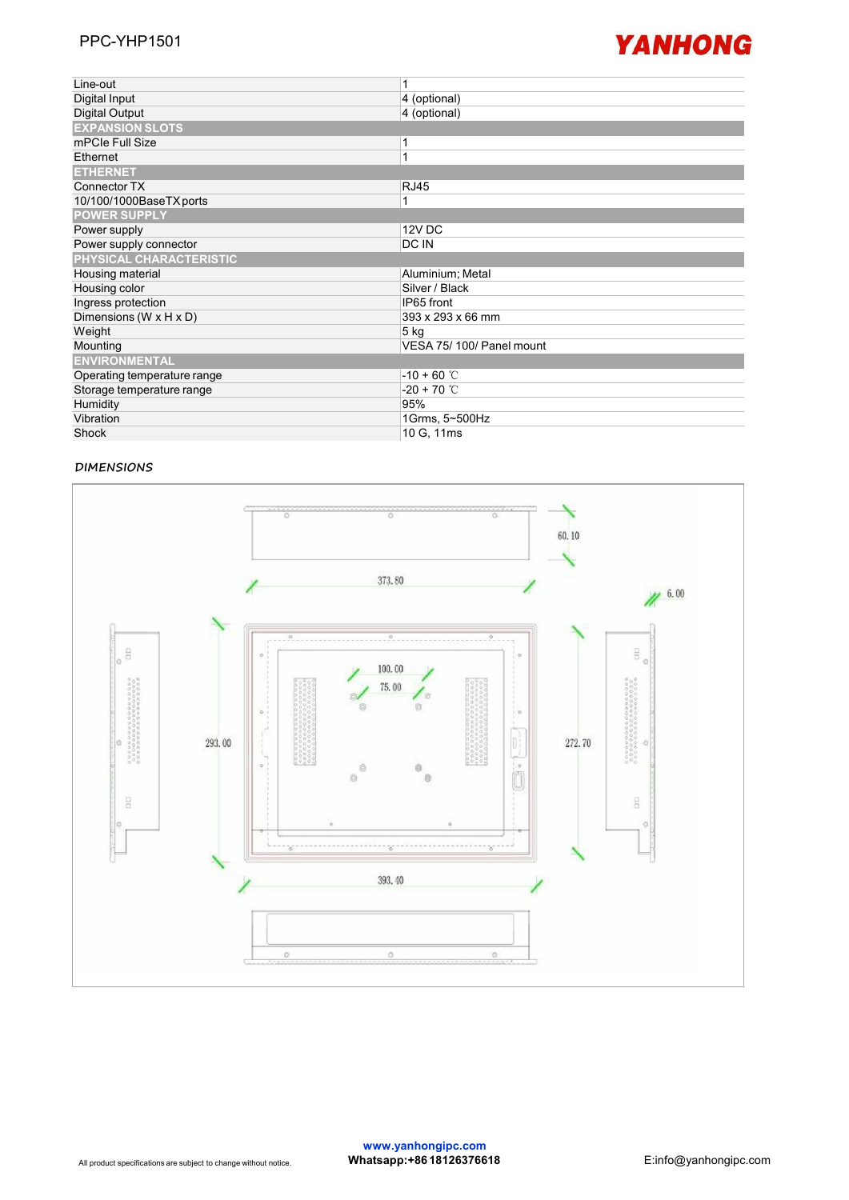| | |
|---|---|
| Line-out | 1 |
| Digital Input | 4 (optional) |
| Digital Output | 4 (optional) |
| **EXPANSION SLOTS** | |
| mPCIe Full Size | 1 |
| Ethernet | 1 |
| **ETHERNET** | |
| Connector TX | RJ45 |
| 10/100/1000BaseTX ports | 1 |
| **POWER SUPPLY** | |
| Power supply | 12V DC |
| Power supply connector | DC IN |
| **PHYSICAL CHARACTERISTIC** | |
| Housing material | Aluminium; Metal |
| Housing color | Silver / Black |
| Ingress protection | IP65 front |
| Dimensions (W x H x D) | 393 x 293 x 66 mm |
| Weight | 5 kg |
| Mounting | VESA 75/ 100/ Panel mount |
| **ENVIRONMENTAL** | |
| Operating temperature range | -10 + 60 ℃ |
| Storage temperature range | -20 + 70 ℃ |
| Humidity | 95% |
| Vibration | 1Grms, 5~500Hz |
| Shock | 10 G, 11ms |

*DIMENSIONS*

60.10
373.80
6.00
100.00
75.00
293.00
272.70
393.40

All product specifications are subject to change without notice.

www.yanhongipc.com
Whatsapp:+86 18126376618

E:info@yanhongipc.com